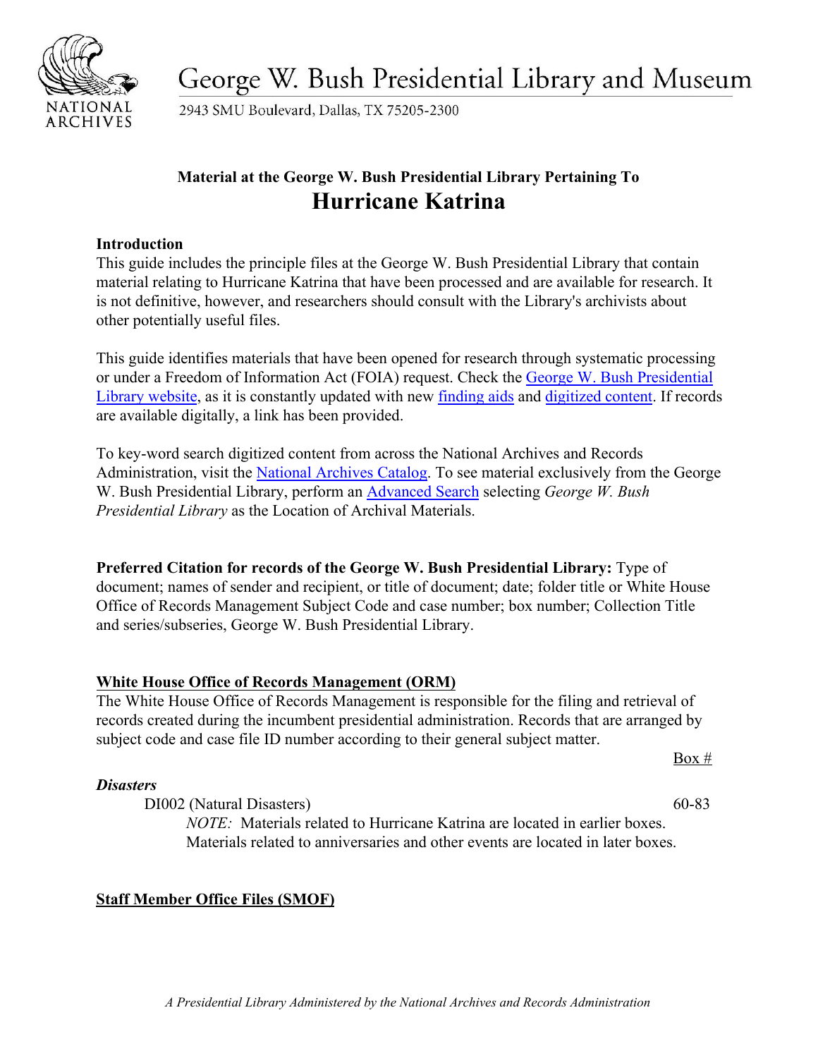# George W. Bush Presidential Library and Museum

2943 SMU Boulevard, Dallas, TX 75205-2300

## Material at the George W. Bush Presidential Library Pertaining To Hurricane Katrina

### Introduction

This guide includes the principle files at the George W. Bush Presidential Library that contain material relating to Hurricane Katrina that have been processed and are available for research. It is not definitive, however, and researchers should consult with the Library's archivists about other potentially useful files.

This guide identifies materials that have been opened for research through systematic processing or under a Freedom of Information Act (FOIA) request. Check the George W. Bush Presidential Library website, as it is constantly updated with new finding aids and digitized content. If records are available digitally, a link has been provided.

To key-word search digitized content from across the National Archives and Records Administration, visit the National Archives Catalog. To see material exclusively from the George W. Bush Presidential Library, perform an Advanced Search selecting *George W. Bush Presidential Library* as the Location of Archival Materials.

**Preferred Citation for records of the George W. Bush Presidential Library:** Type of document; names of sender and recipient, or title of document; date; folder title or White House Office of Records Management Subject Code and case number; box number; Collection Title and series/subseries, George W. Bush Presidential Library.

### White House Office of Records Management (ORM)

The White House Office of Records Management is responsible for the filing and retrieval of records created during the incumbent presidential administration. Records that are arranged by subject code and case file ID number according to their general subject matter.

| | Box # |
|---|---|
| ***Disasters*** | |
| DI002 (Natural Disasters) | 60-83 |

*NOTE:* Materials related to Hurricane Katrina are located in earlier boxes. Materials related to anniversaries and other events are located in later boxes.

### Staff Member Office Files (SMOF)

*A Presidential Library Administered by the National Archives and Records Administration*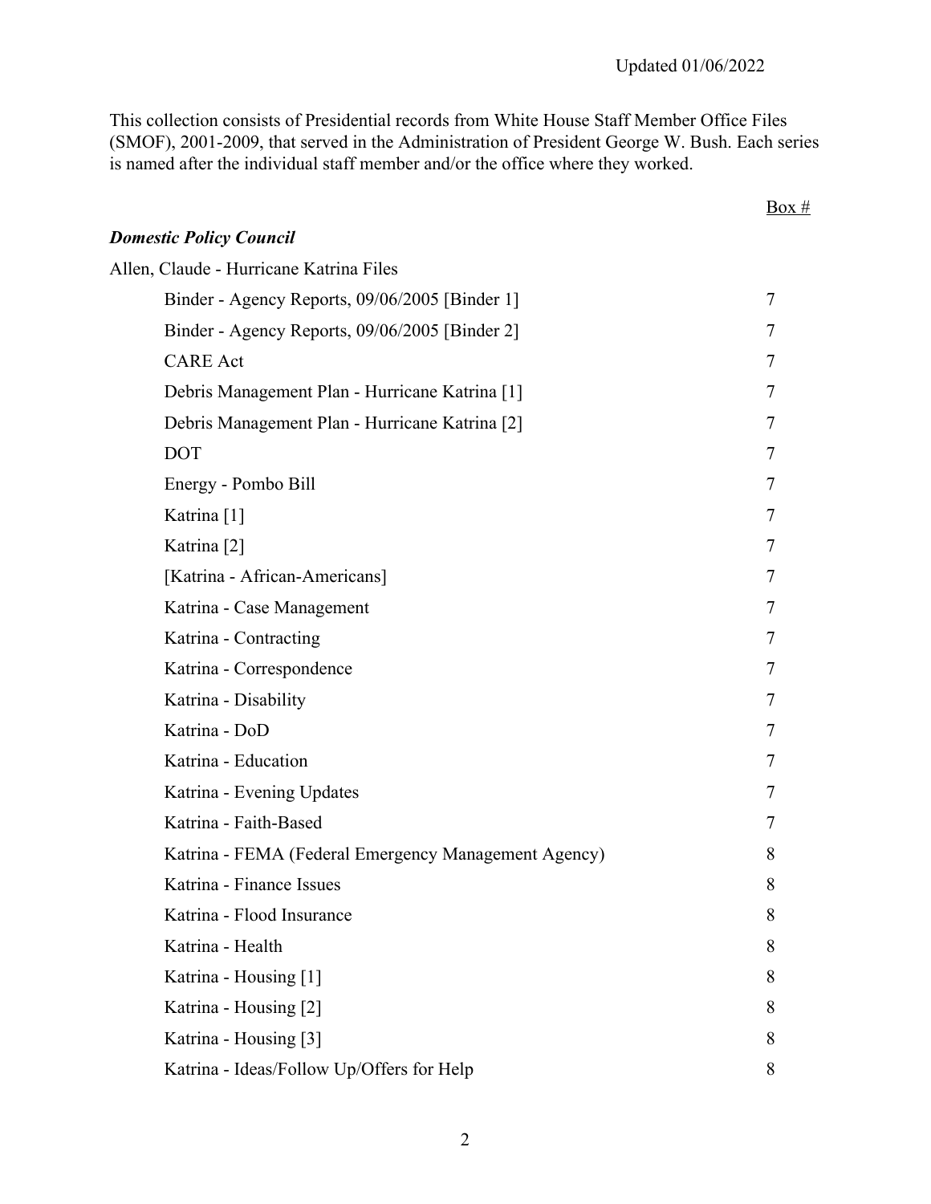Updated 01/06/2022

This collection consists of Presidential records from White House Staff Member Office Files (SMOF), 2001-2009, that served in the Administration of President George W. Bush. Each series is named after the individual staff member and/or the office where they worked.

| | Box # |
|---|---|
| ***Domestic Policy Council*** | |
| Allen, Claude - Hurricane Katrina Files | |
| Binder - Agency Reports, 09/06/2005 [Binder 1] | 7 |
| Binder - Agency Reports, 09/06/2005 [Binder 2] | 7 |
| CARE Act | 7 |
| Debris Management Plan - Hurricane Katrina [1] | 7 |
| Debris Management Plan - Hurricane Katrina [2] | 7 |
| DOT | 7 |
| Energy - Pombo Bill | 7 |
| Katrina [1] | 7 |
| Katrina [2] | 7 |
| [Katrina - African-Americans] | 7 |
| Katrina - Case Management | 7 |
| Katrina - Contracting | 7 |
| Katrina - Correspondence | 7 |
| Katrina - Disability | 7 |
| Katrina - DoD | 7 |
| Katrina - Education | 7 |
| Katrina - Evening Updates | 7 |
| Katrina - Faith-Based | 7 |
| Katrina - FEMA (Federal Emergency Management Agency) | 8 |
| Katrina - Finance Issues | 8 |
| Katrina - Flood Insurance | 8 |
| Katrina - Health | 8 |
| Katrina - Housing [1] | 8 |
| Katrina - Housing [2] | 8 |
| Katrina - Housing [3] | 8 |
| Katrina - Ideas/Follow Up/Offers for Help | 8 |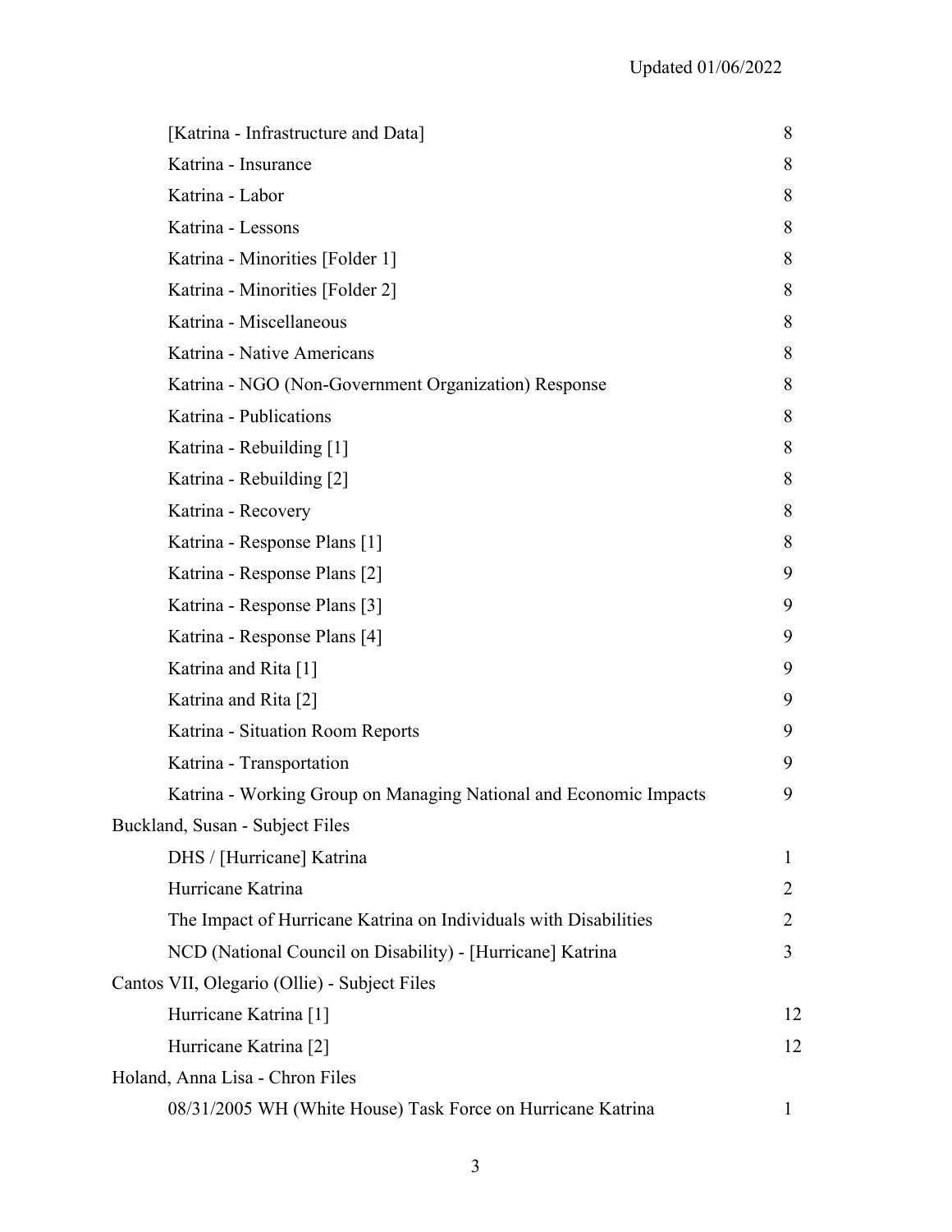| | |
|---|---|
| [Katrina - Infrastructure and Data] | 8 |
| Katrina - Insurance | 8 |
| Katrina - Labor | 8 |
| Katrina - Lessons | 8 |
| Katrina - Minorities [Folder 1] | 8 |
| Katrina - Minorities [Folder 2] | 8 |
| Katrina - Miscellaneous | 8 |
| Katrina - Native Americans | 8 |
| Katrina - NGO (Non-Government Organization) Response | 8 |
| Katrina - Publications | 8 |
| Katrina - Rebuilding [1] | 8 |
| Katrina - Rebuilding [2] | 8 |
| Katrina - Recovery | 8 |
| Katrina - Response Plans [1] | 8 |
| Katrina - Response Plans [2] | 9 |
| Katrina - Response Plans [3] | 9 |
| Katrina - Response Plans [4] | 9 |
| Katrina and Rita [1] | 9 |
| Katrina and Rita [2] | 9 |
| Katrina - Situation Room Reports | 9 |
| Katrina - Transportation | 9 |
| Katrina - Working Group on Managing National and Economic Impacts | 9 |
| **Buckland, Susan - Subject Files** | |
| DHS / [Hurricane] Katrina | 1 |
| Hurricane Katrina | 2 |
| The Impact of Hurricane Katrina on Individuals with Disabilities | 2 |
| NCD (National Council on Disability) - [Hurricane] Katrina | 3 |
| **Cantos VII, Olegario (Ollie) - Subject Files** | |
| Hurricane Katrina [1] | 12 |
| Hurricane Katrina [2] | 12 |
| **Holand, Anna Lisa - Chron Files** | |
| 08/31/2005 WH (White House) Task Force on Hurricane Katrina | 1 |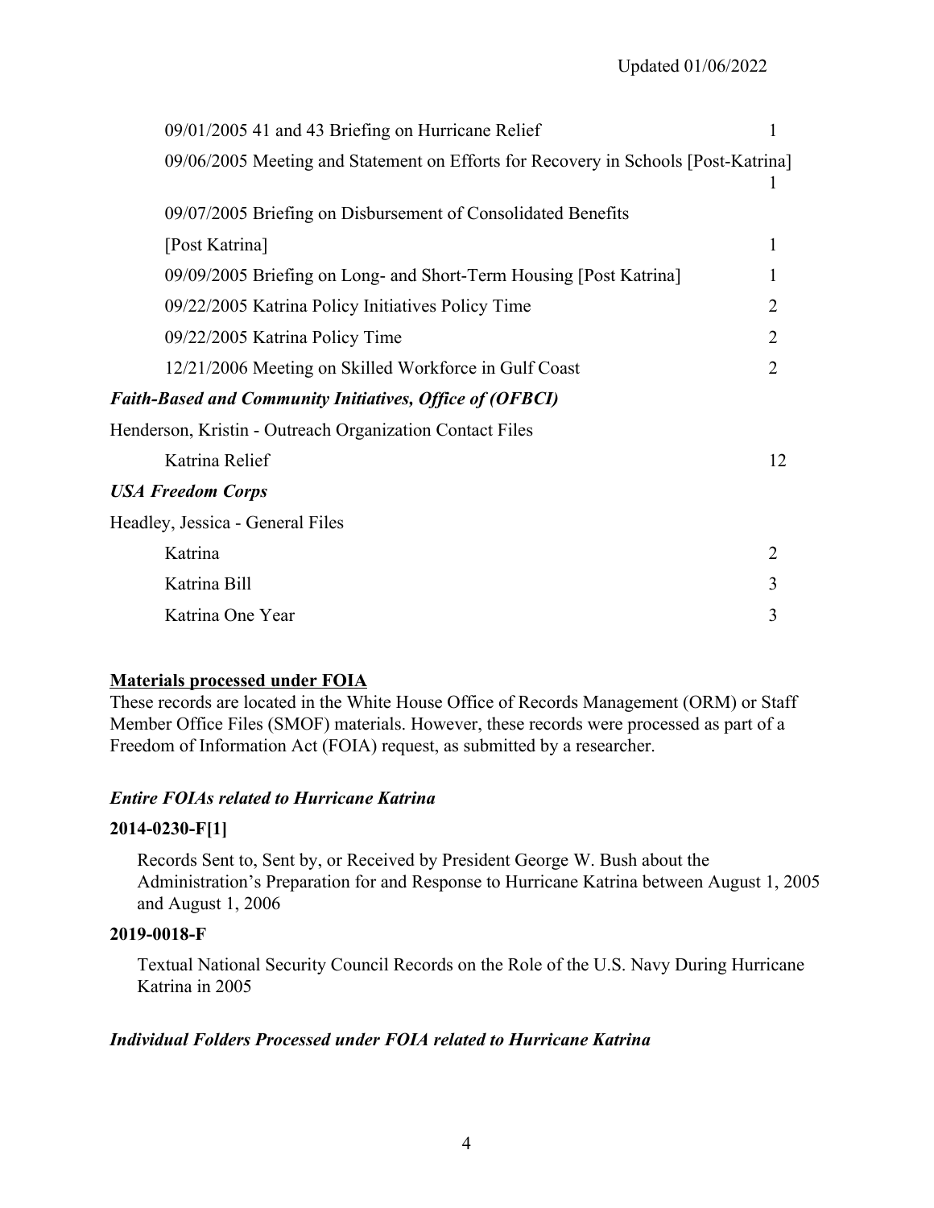09/01/2005 41 and 43 Briefing on Hurricane Relief 1

09/06/2005 Meeting and Statement on Efforts for Recovery in Schools [Post-Katrina] 1

09/07/2005 Briefing on Disbursement of Consolidated Benefits [Post Katrina] 1

09/09/2005 Briefing on Long- and Short-Term Housing [Post Katrina] 1

09/22/2005 Katrina Policy Initiatives Policy Time 2

09/22/2005 Katrina Policy Time 2

12/21/2006 Meeting on Skilled Workforce in Gulf Coast 2

***Faith-Based and Community Initiatives, Office of (OFBCI)***

Henderson, Kristin - Outreach Organization Contact Files

Katrina Relief 12

***USA Freedom Corps***

Headley, Jessica - General Files

Katrina 2

Katrina Bill 3

Katrina One Year 3

**Materials processed under FOIA**

These records are located in the White House Office of Records Management (ORM) or Staff Member Office Files (SMOF) materials. However, these records were processed as part of a Freedom of Information Act (FOIA) request, as submitted by a researcher.

***Entire FOIAs related to Hurricane Katrina***

**2014-0230-F[1]**

Records Sent to, Sent by, or Received by President George W. Bush about the Administration's Preparation for and Response to Hurricane Katrina between August 1, 2005 and August 1, 2006

**2019-0018-F**

Textual National Security Council Records on the Role of the U.S. Navy During Hurricane Katrina in 2005

***Individual Folders Processed under FOIA related to Hurricane Katrina***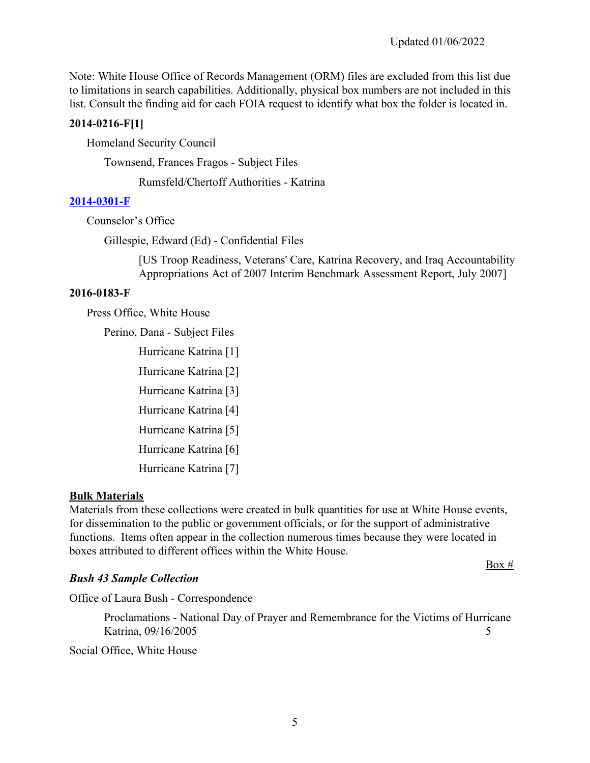Updated 01/06/2022

Note: White House Office of Records Management (ORM) files are excluded from this list due to limitations in search capabilities. Additionally, physical box numbers are not included in this list. Consult the finding aid for each FOIA request to identify what box the folder is located in.

**2014-0216-F[1]**

Homeland Security Council

Townsend, Frances Fragos - Subject Files

Rumsfeld/Chertoff Authorities - Katrina

**2014-0301-F**

Counselor's Office

Gillespie, Edward (Ed) - Confidential Files

[US Troop Readiness, Veterans' Care, Katrina Recovery, and Iraq Accountability Appropriations Act of 2007 Interim Benchmark Assessment Report, July 2007]

**2016-0183-F**

Press Office, White House

Perino, Dana - Subject Files

Hurricane Katrina [1]

Hurricane Katrina [2]

Hurricane Katrina [3]

Hurricane Katrina [4]

Hurricane Katrina [5]

Hurricane Katrina [6]

Hurricane Katrina [7]

**Bulk Materials**

Materials from these collections were created in bulk quantities for use at White House events, for dissemination to the public or government officials, or for the support of administrative functions. Items often appear in the collection numerous times because they were located in boxes attributed to different offices within the White House.

Box #

***Bush 43 Sample Collection***

Office of Laura Bush - Correspondence

Proclamations - National Day of Prayer and Remembrance for the Victims of Hurricane Katrina, 09/16/2005 — 5

Social Office, White House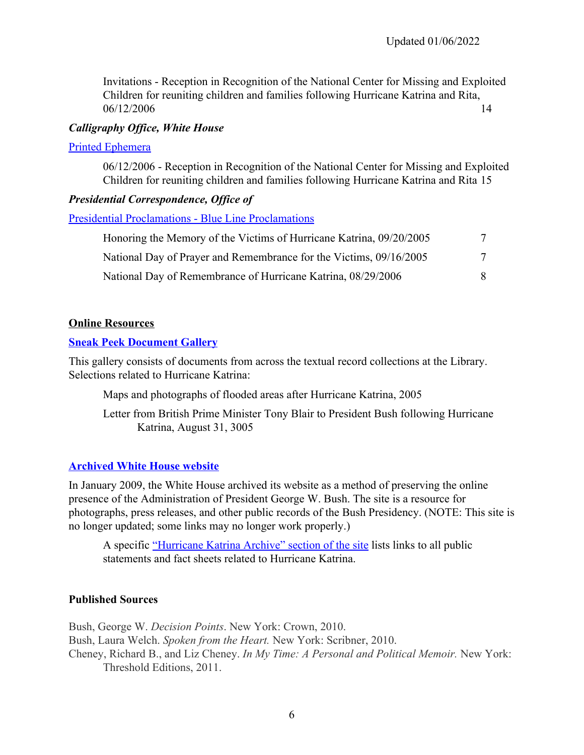Updated 01/06/2022

Invitations - Reception in Recognition of the National Center for Missing and Exploited Children for reuniting children and families following Hurricane Katrina and Rita, 06/12/2006 14

***Calligraphy Office, White House***

Printed Ephemera

06/12/2006 - Reception in Recognition of the National Center for Missing and Exploited Children for reuniting children and families following Hurricane Katrina and Rita 15

***Presidential Correspondence, Office of***

Presidential Proclamations - Blue Line Proclamations

Honoring the Memory of the Victims of Hurricane Katrina, 09/20/2005 7

National Day of Prayer and Remembrance for the Victims, 09/16/2005 7

National Day of Remembrance of Hurricane Katrina, 08/29/2006 8

## Online Resources

**Sneak Peek Document Gallery**

This gallery consists of documents from across the textual record collections at the Library. Selections related to Hurricane Katrina:

Maps and photographs of flooded areas after Hurricane Katrina, 2005

Letter from British Prime Minister Tony Blair to President Bush following Hurricane Katrina, August 31, 3005

**Archived White House website**

In January 2009, the White House archived its website as a method of preserving the online presence of the Administration of President George W. Bush. The site is a resource for photographs, press releases, and other public records of the Bush Presidency. (NOTE: This site is no longer updated; some links may no longer work properly.)

A specific "Hurricane Katrina Archive" section of the site lists links to all public statements and fact sheets related to Hurricane Katrina.

## Published Sources

Bush, George W. *Decision Points*. New York: Crown, 2010.
Bush, Laura Welch. *Spoken from the Heart.* New York: Scribner, 2010.
Cheney, Richard B., and Liz Cheney. *In My Time: A Personal and Political Memoir.* New York: Threshold Editions, 2011.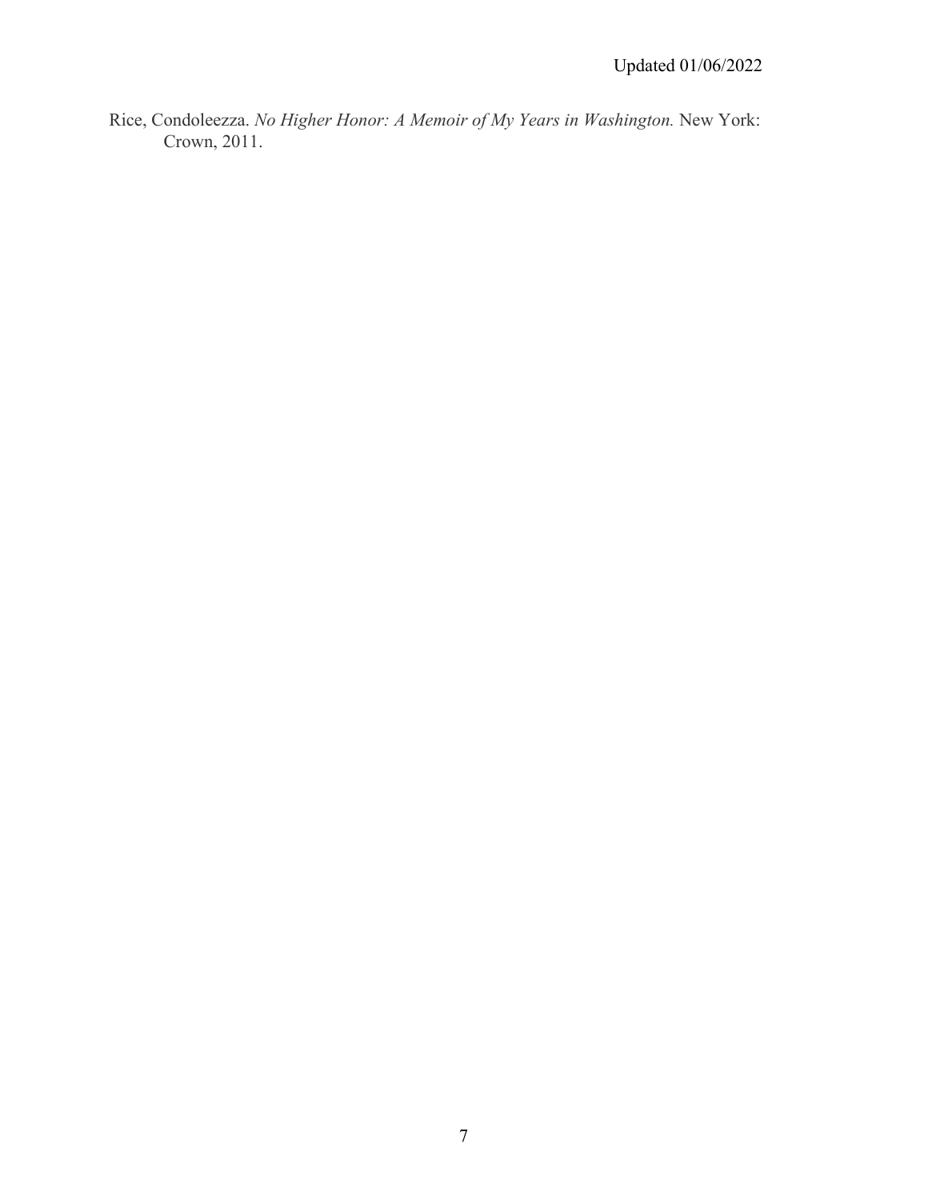Rice, Condoleezza. *No Higher Honor: A Memoir of My Years in Washington.* New York: Crown, 2011.